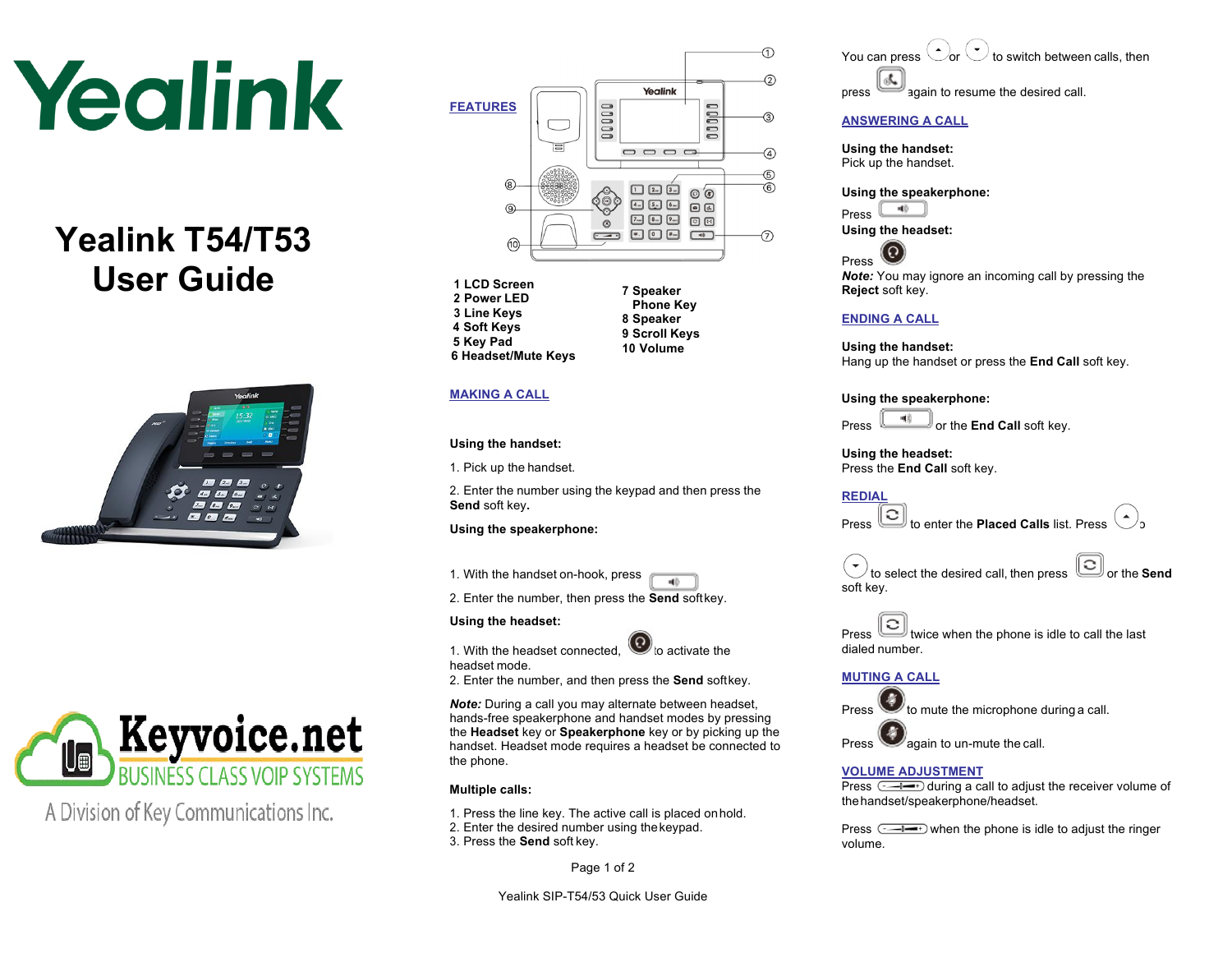# Yealink T54/T53 User Guide

A Division of Key Communications Inc.

## FEATURES

1 LCD Screen
2 Power LED
3 Line Keys
4 Soft Keys
5 Key Pad
6 Headset/Mute Keys
7 Speaker Phone Key
8 Speaker
9 Scroll Keys
10 Volume

## MAKING A CALL

**Using the handset:**

1. Pick up the handset.

2. Enter the number using the keypad and then press the **Send** soft key.

**Using the speakerphone:**

1. With the handset on-hook, press

2. Enter the number, then press the **Send** softkey.

**Using the headset:**

1. With the headset connected, to activate the headset mode.
2. Enter the number, and then press the **Send** softkey.

***Note:*** During a call you may alternate between headset, hands-free speakerphone and handset modes by pressing the **Headset** key or **Speakerphone** key or by picking up the handset. Headset mode requires a headset be connected to the phone.

**Multiple calls:**

1. Press the line key. The active call is placed on hold.
2. Enter the desired number using the keypad.
3. Press the **Send** soft key.

You can press or to switch between calls, then press again to resume the desired call.

## ANSWERING A CALL

**Using the handset:**
Pick up the handset.

**Using the speakerphone:**
Press

**Using the headset:**
Press

***Note:*** You may ignore an incoming call by pressing the **Reject** soft key.

## ENDING A CALL

**Using the handset:**
Hang up the handset or press the **End Call** soft key.

**Using the speakerphone:**
Press or the **End Call** soft key.

**Using the headset:**
Press the **End Call** soft key.

## REDIAL

Press to enter the **Placed Calls** list. Press or to select the desired call, then press or the **Send** soft key.

Press twice when the phone is idle to call the last dialed number.

## MUTING A CALL

Press to mute the microphone during a call.

Press again to un-mute the call.

## VOLUME ADJUSTMENT

Press during a call to adjust the receiver volume of the handset/speakerphone/headset.

Press when the phone is idle to adjust the ringer volume.

Yealink SIP-T54/53 Quick User Guide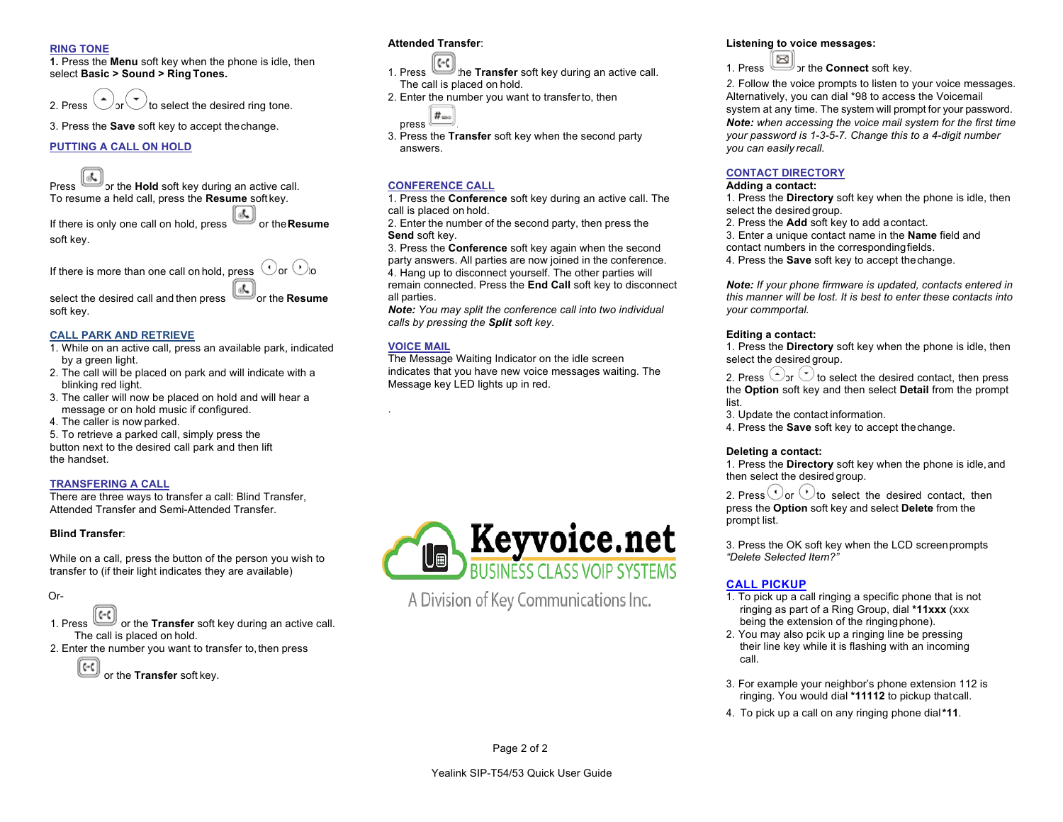## RING TONE

**1.** Press the **Menu** soft key when the phone is idle, then select **Basic > Sound > Ring Tones.**

2. Press or to select the desired ring tone.

3. Press the **Save** soft key to accept the change.

## PUTTING A CALL ON HOLD

Press or the **Hold** soft key during an active call.
To resume a held call, press the **Resume** soft key.

If there is only one call on hold, press or the **Resume** soft key.

If there is more than one call on hold, press or to select the desired call and then press or the **Resume** soft key.

## CALL PARK AND RETRIEVE

1. While on an active call, press an available park, indicated by a green light.
2. The call will be placed on park and will indicate with a blinking red light.
3. The caller will now be placed on hold and will hear a message or on hold music if configured.
4. The caller is now parked.
5. To retrieve a parked call, simply press the button next to the desired call park and then lift the handset.

## TRANSFERING A CALL

There are three ways to transfer a call: Blind Transfer, Attended Transfer and Semi-Attended Transfer.

**Blind Transfer**:

While on a call, press the button of the person you wish to transfer to (if their light indicates they are available)

Or-

1. Press or the **Transfer** soft key during an active call. The call is placed on hold.
2. Enter the number you want to transfer to, then press or the **Transfer** soft key.

**Attended Transfer**:

1. Press the **Transfer** soft key during an active call. The call is placed on hold.
2. Enter the number you want to transfer to, then press .
3. Press the **Transfer** soft key when the second party answers.

## CONFERENCE CALL

1. Press the **Conference** soft key during an active call. The call is placed on hold.
2. Enter the number of the second party, then press the **Send** soft key.
3. Press the **Conference** soft key again when the second party answers. All parties are now joined in the conference.
4. Hang up to disconnect yourself. The other parties will remain connected. Press the **End Call** soft key to disconnect all parties.

***Note:*** *You may split the conference call into two individual calls by pressing the* ***Split*** *soft key.*

## VOICE MAIL

The Message Waiting Indicator on the idle screen indicates that you have new voice messages waiting. The Message key LED lights up in red.

.

Keyvoice.net
BUSINESS CLASS VOIP SYSTEMS
A Division of Key Communications Inc.

**Listening to voice messages:**

1. Press or the **Connect** soft key.
2. Follow the voice prompts to listen to your voice messages.

Alternatively, you can dial *98 to access the Voicemail system at any time. The system will prompt for your password.
***Note:*** *when accessing the voice mail system for the first time your password is 1-3-5-7. Change this to a 4-digit number you can easily recall.*

## CONTACT DIRECTORY

**Adding a contact:**

1. Press the **Directory** soft key when the phone is idle, then select the desired group.
2. Press the **Add** soft key to add a contact.
3. Enter a unique contact name in the **Name** field and contact numbers in the corresponding fields.
4. Press the **Save** soft key to accept the change.

***Note:*** *If your phone firmware is updated, contacts entered in this manner will be lost. It is best to enter these contacts into your commportal.*

**Editing a contact:**

1. Press the **Directory** soft key when the phone is idle, then select the desired group.
2. Press or to select the desired contact, then press the **Option** soft key and then select **Detail** from the prompt list.
3. Update the contact information.
4. Press the **Save** soft key to accept the change.

**Deleting a contact:**

1. Press the **Directory** soft key when the phone is idle, and then select the desired group.
2. Press or to select the desired contact, then press the **Option** soft key and select **Delete** from the prompt list.

3. Press the OK soft key when the LCD screen prompts *"Delete Selected Item?"*

## CALL PICKUP

1. To pick up a call ringing a specific phone that is not ringing as part of a Ring Group, dial ***11xxx** (xxx being the extension of the ringing phone).
2. You may also pcik up a ringing line be pressing their line key while it is flashing with an incoming call.

3. For example your neighbor's phone extension 112 is ringing. You would dial ***11112** to pickup that call.

4. To pick up a call on any ringing phone dial ***11**.

Yealink SIP-T54/53 Quick User Guide